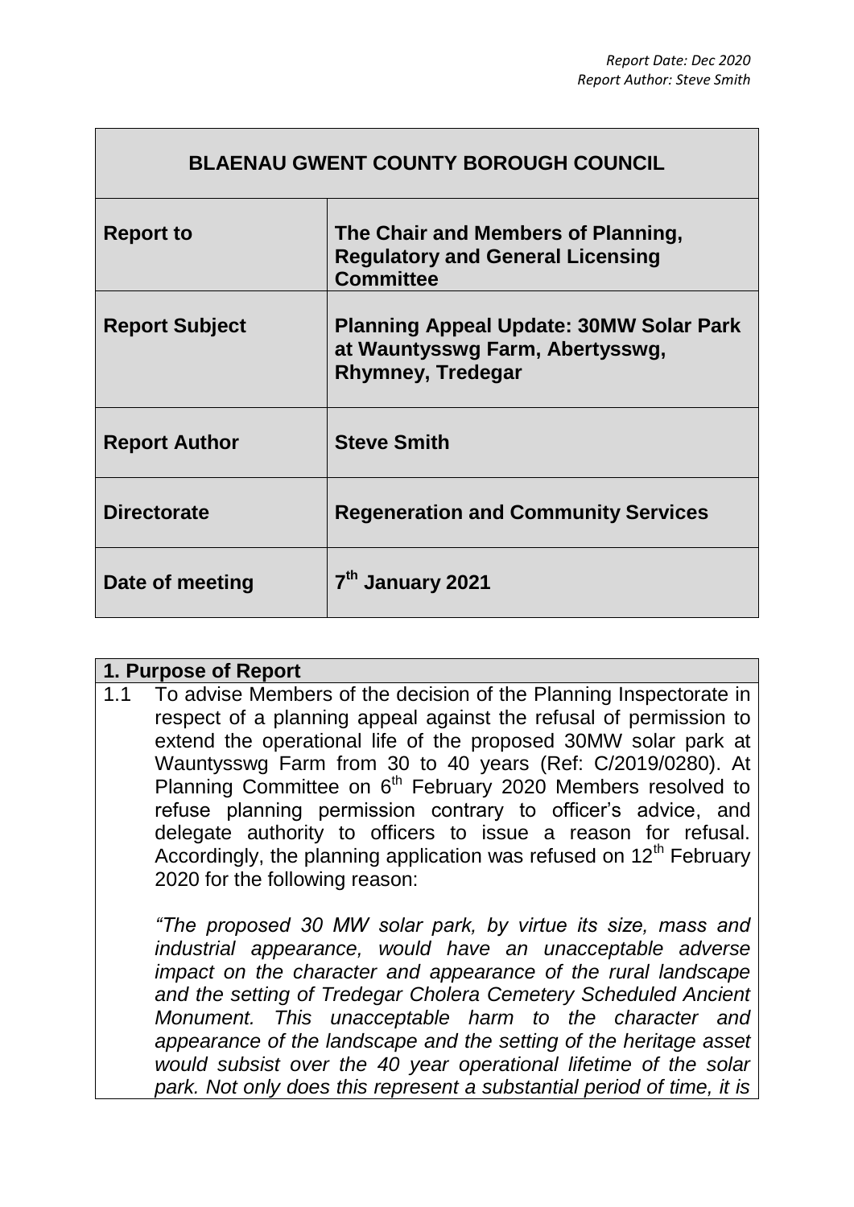*Report Date: Dec 2020*
*Report Author: Steve Smith*

| BLAENAU GWENT COUNTY BOROUGH COUNCIL | |
|---|---|
| **Report to** | **The Chair and Members of Planning, Regulatory and General Licensing Committee** |
| **Report Subject** | **Planning Appeal Update: 30MW Solar Park at Wauntysswg Farm, Abertysswg, Rhymney, Tredegar** |
| **Report Author** | **Steve Smith** |
| **Directorate** | **Regeneration and Community Services** |
| **Date of meeting** | **7th January 2021** |

## 1. Purpose of Report

1.1 To advise Members of the decision of the Planning Inspectorate in respect of a planning appeal against the refusal of permission to extend the operational life of the proposed 30MW solar park at Wauntysswg Farm from 30 to 40 years (Ref: C/2019/0280). At Planning Committee on 6th February 2020 Members resolved to refuse planning permission contrary to officer's advice, and delegate authority to officers to issue a reason for refusal. Accordingly, the planning application was refused on 12th February 2020 for the following reason:

*"The proposed 30 MW solar park, by virtue its size, mass and industrial appearance, would have an unacceptable adverse impact on the character and appearance of the rural landscape and the setting of Tredegar Cholera Cemetery Scheduled Ancient Monument. This unacceptable harm to the character and appearance of the landscape and the setting of the heritage asset would subsist over the 40 year operational lifetime of the solar park. Not only does this represent a substantial period of time, it is*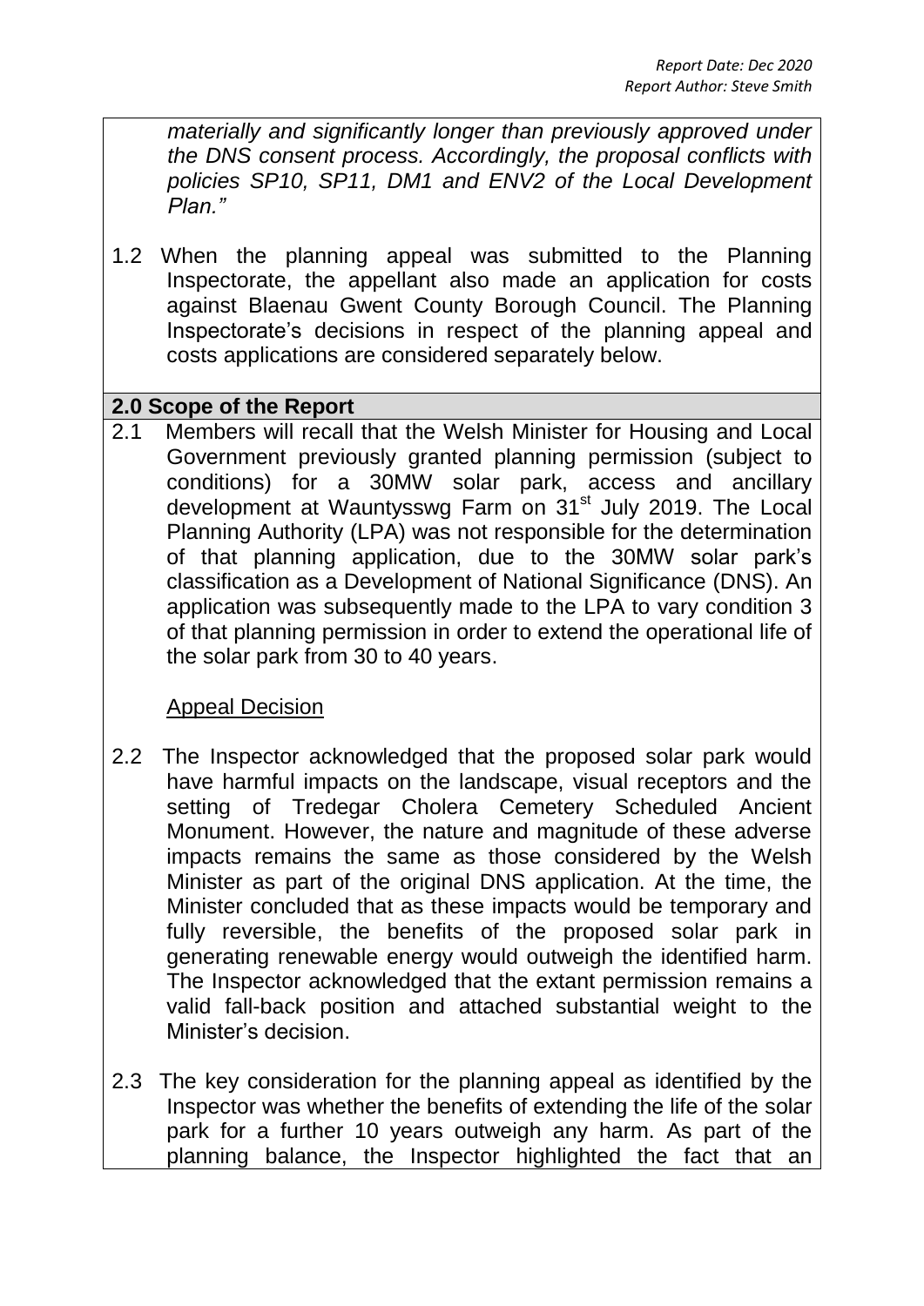*materially and significantly longer than previously approved under the DNS consent process. Accordingly, the proposal conflicts with policies SP10, SP11, DM1 and ENV2 of the Local Development Plan."*

1.2 When the planning appeal was submitted to the Planning Inspectorate, the appellant also made an application for costs against Blaenau Gwent County Borough Council. The Planning Inspectorate's decisions in respect of the planning appeal and costs applications are considered separately below.

## 2.0 Scope of the Report

2.1 Members will recall that the Welsh Minister for Housing and Local Government previously granted planning permission (subject to conditions) for a 30MW solar park, access and ancillary development at Wauntysswg Farm on 31st July 2019. The Local Planning Authority (LPA) was not responsible for the determination of that planning application, due to the 30MW solar park's classification as a Development of National Significance (DNS). An application was subsequently made to the LPA to vary condition 3 of that planning permission in order to extend the operational life of the solar park from 30 to 40 years.

Appeal Decision

2.2 The Inspector acknowledged that the proposed solar park would have harmful impacts on the landscape, visual receptors and the setting of Tredegar Cholera Cemetery Scheduled Ancient Monument. However, the nature and magnitude of these adverse impacts remains the same as those considered by the Welsh Minister as part of the original DNS application. At the time, the Minister concluded that as these impacts would be temporary and fully reversible, the benefits of the proposed solar park in generating renewable energy would outweigh the identified harm. The Inspector acknowledged that the extant permission remains a valid fall-back position and attached substantial weight to the Minister's decision.

2.3 The key consideration for the planning appeal as identified by the Inspector was whether the benefits of extending the life of the solar park for a further 10 years outweigh any harm. As part of the planning balance, the Inspector highlighted the fact that an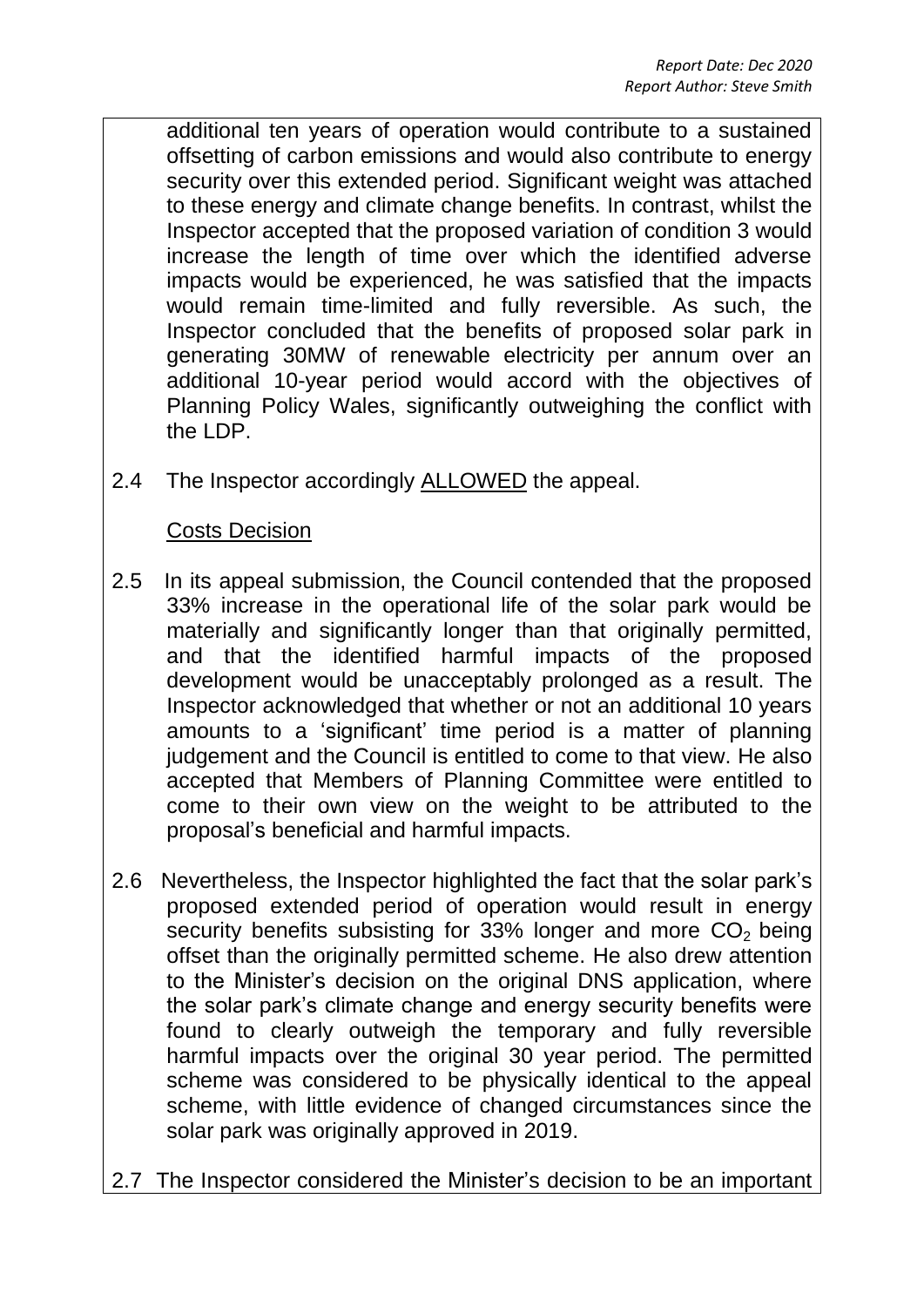additional ten years of operation would contribute to a sustained offsetting of carbon emissions and would also contribute to energy security over this extended period. Significant weight was attached to these energy and climate change benefits. In contrast, whilst the Inspector accepted that the proposed variation of condition 3 would increase the length of time over which the identified adverse impacts would be experienced, he was satisfied that the impacts would remain time-limited and fully reversible. As such, the Inspector concluded that the benefits of proposed solar park in generating 30MW of renewable electricity per annum over an additional 10-year period would accord with the objectives of Planning Policy Wales, significantly outweighing the conflict with the LDP.

2.4 The Inspector accordingly ALLOWED the appeal.

Costs Decision

2.5 In its appeal submission, the Council contended that the proposed 33% increase in the operational life of the solar park would be materially and significantly longer than that originally permitted, and that the identified harmful impacts of the proposed development would be unacceptably prolonged as a result. The Inspector acknowledged that whether or not an additional 10 years amounts to a 'significant' time period is a matter of planning judgement and the Council is entitled to come to that view. He also accepted that Members of Planning Committee were entitled to come to their own view on the weight to be attributed to the proposal's beneficial and harmful impacts.

2.6 Nevertheless, the Inspector highlighted the fact that the solar park's proposed extended period of operation would result in energy security benefits subsisting for 33% longer and more $CO_2$ being offset than the originally permitted scheme. He also drew attention to the Minister's decision on the original DNS application, where the solar park's climate change and energy security benefits were found to clearly outweigh the temporary and fully reversible harmful impacts over the original 30 year period. The permitted scheme was considered to be physically identical to the appeal scheme, with little evidence of changed circumstances since the solar park was originally approved in 2019.

2.7 The Inspector considered the Minister's decision to be an important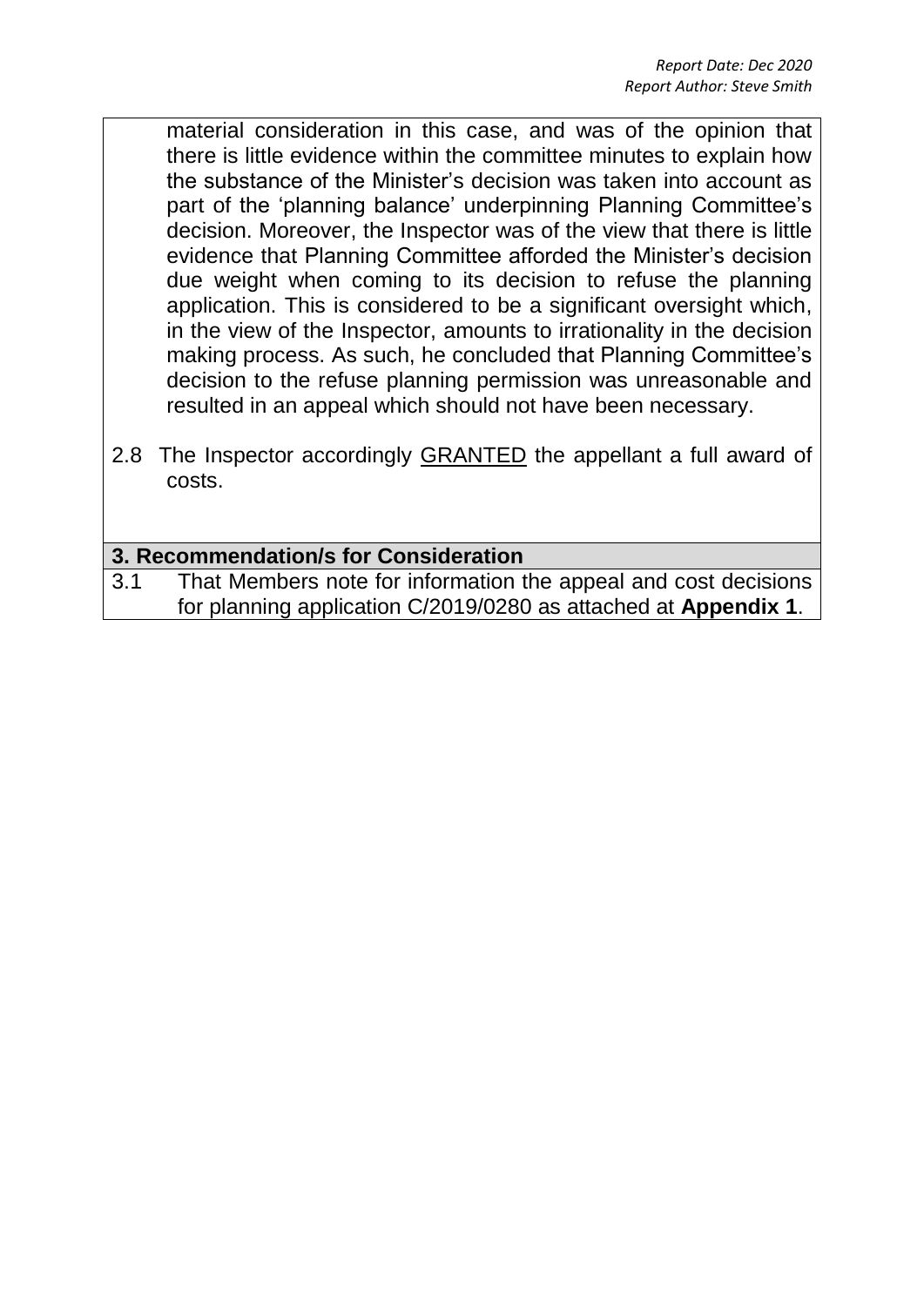material consideration in this case, and was of the opinion that there is little evidence within the committee minutes to explain how the substance of the Minister's decision was taken into account as part of the 'planning balance' underpinning Planning Committee's decision. Moreover, the Inspector was of the view that there is little evidence that Planning Committee afforded the Minister's decision due weight when coming to its decision to refuse the planning application. This is considered to be a significant oversight which, in the view of the Inspector, amounts to irrationality in the decision making process. As such, he concluded that Planning Committee's decision to the refuse planning permission was unreasonable and resulted in an appeal which should not have been necessary.

2.8 The Inspector accordingly GRANTED the appellant a full award of costs.

## 3. Recommendation/s for Consideration

3.1 That Members note for information the appeal and cost decisions for planning application C/2019/0280 as attached at **Appendix 1**.